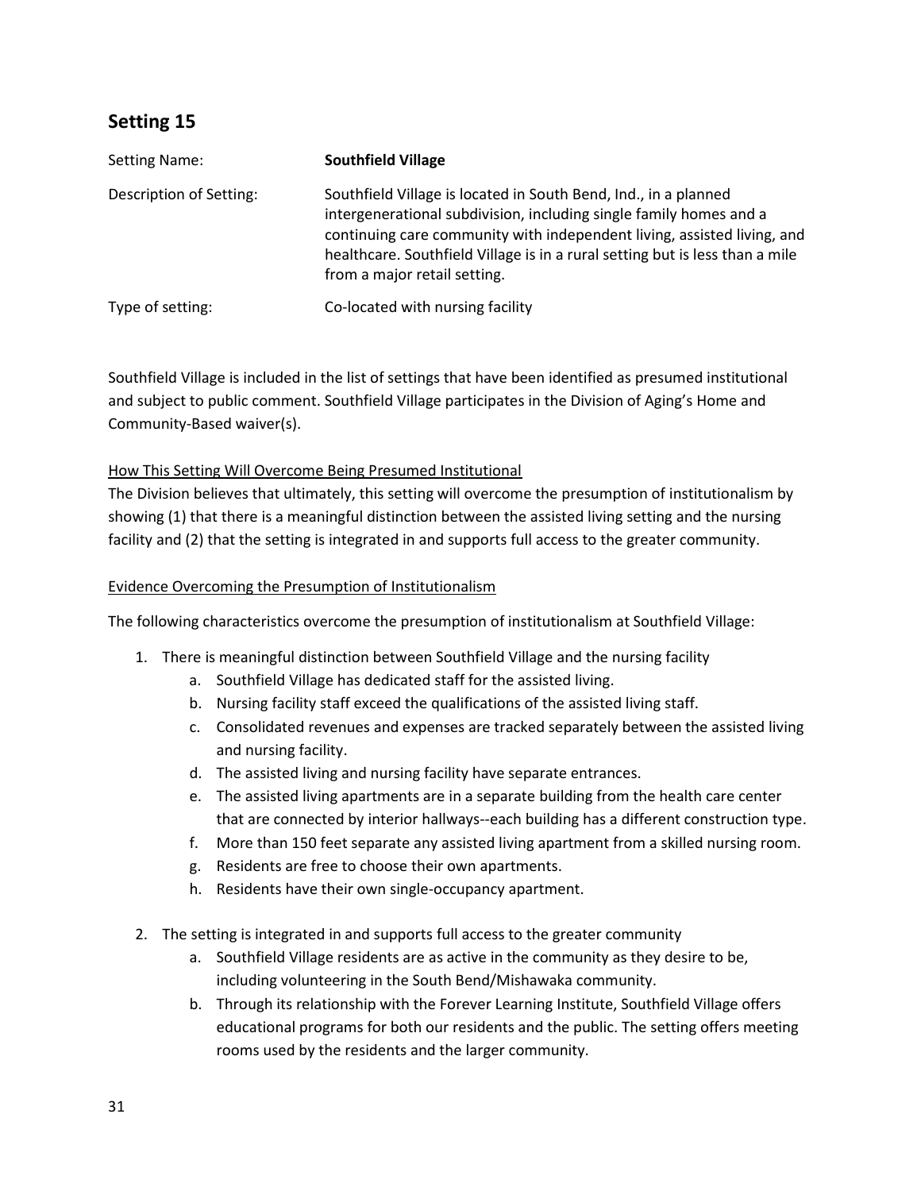## Setting 15

| | |
|---|---|
| Setting Name: | **Southfield Village** |
| Description of Setting: | Southfield Village is located in South Bend, Ind., in a planned intergenerational subdivision, including single family homes and a continuing care community with independent living, assisted living, and healthcare. Southfield Village is in a rural setting but is less than a mile from a major retail setting. |
| Type of setting: | Co-located with nursing facility |

Southfield Village is included in the list of settings that have been identified as presumed institutional and subject to public comment. Southfield Village participates in the Division of Aging's Home and Community-Based waiver(s).

<u>How This Setting Will Overcome Being Presumed Institutional</u>

The Division believes that ultimately, this setting will overcome the presumption of institutionalism by showing (1) that there is a meaningful distinction between the assisted living setting and the nursing facility and (2) that the setting is integrated in and supports full access to the greater community.

<u>Evidence Overcoming the Presumption of Institutionalism</u>

The following characteristics overcome the presumption of institutionalism at Southfield Village:

1. There is meaningful distinction between Southfield Village and the nursing facility
   a. Southfield Village has dedicated staff for the assisted living.
   b. Nursing facility staff exceed the qualifications of the assisted living staff.
   c. Consolidated revenues and expenses are tracked separately between the assisted living and nursing facility.
   d. The assisted living and nursing facility have separate entrances.
   e. The assisted living apartments are in a separate building from the health care center that are connected by interior hallways--each building has a different construction type.
   f. More than 150 feet separate any assisted living apartment from a skilled nursing room.
   g. Residents are free to choose their own apartments.
   h. Residents have their own single-occupancy apartment.

2. The setting is integrated in and supports full access to the greater community
   a. Southfield Village residents are as active in the community as they desire to be, including volunteering in the South Bend/Mishawaka community.
   b. Through its relationship with the Forever Learning Institute, Southfield Village offers educational programs for both our residents and the public. The setting offers meeting rooms used by the residents and the larger community.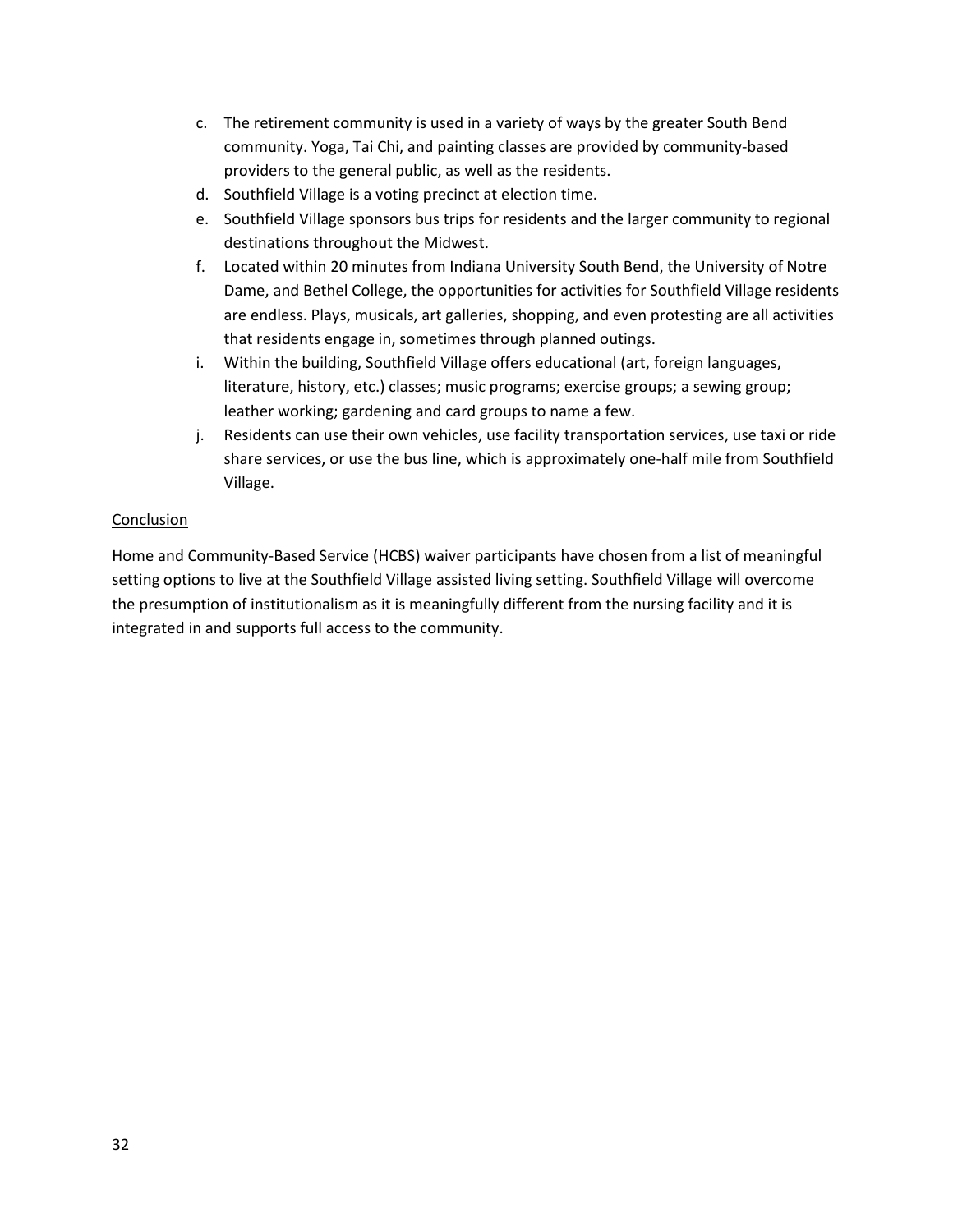c. The retirement community is used in a variety of ways by the greater South Bend community. Yoga, Tai Chi, and painting classes are provided by community-based providers to the general public, as well as the residents.
d. Southfield Village is a voting precinct at election time.
e. Southfield Village sponsors bus trips for residents and the larger community to regional destinations throughout the Midwest.
f. Located within 20 minutes from Indiana University South Bend, the University of Notre Dame, and Bethel College, the opportunities for activities for Southfield Village residents are endless. Plays, musicals, art galleries, shopping, and even protesting are all activities that residents engage in, sometimes through planned outings.
i. Within the building, Southfield Village offers educational (art, foreign languages, literature, history, etc.) classes; music programs; exercise groups; a sewing group; leather working; gardening and card groups to name a few.
j. Residents can use their own vehicles, use facility transportation services, use taxi or ride share services, or use the bus line, which is approximately one-half mile from Southfield Village.

<u>Conclusion</u>

Home and Community-Based Service (HCBS) waiver participants have chosen from a list of meaningful setting options to live at the Southfield Village assisted living setting. Southfield Village will overcome the presumption of institutionalism as it is meaningfully different from the nursing facility and it is integrated in and supports full access to the community.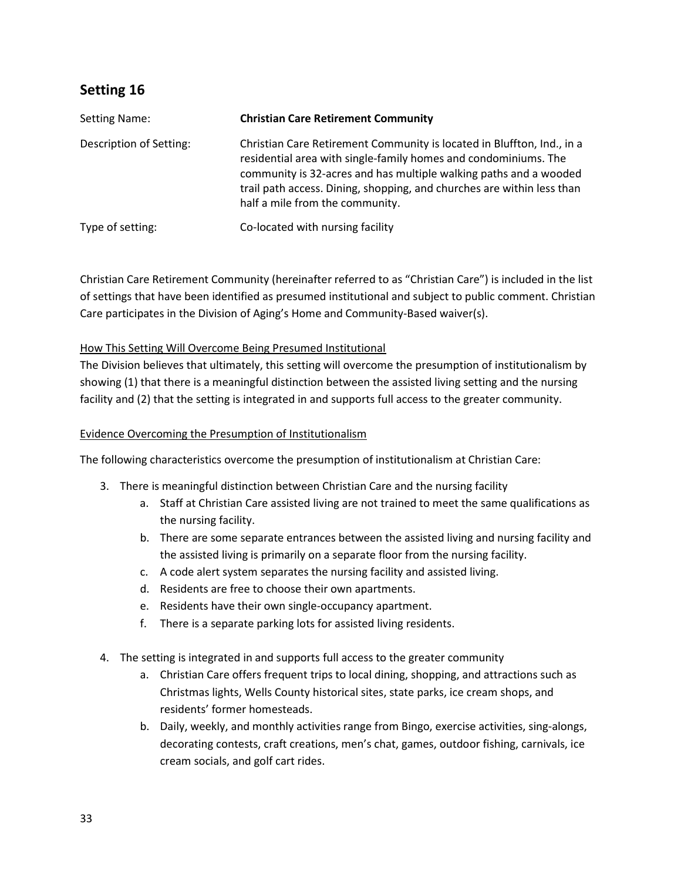## Setting 16

| | |
|---|---|
| Setting Name: | **Christian Care Retirement Community** |
| Description of Setting: | Christian Care Retirement Community is located in Bluffton, Ind., in a residential area with single-family homes and condominiums. The community is 32-acres and has multiple walking paths and a wooded trail path access. Dining, shopping, and churches are within less than half a mile from the community. |
| Type of setting: | Co-located with nursing facility |

Christian Care Retirement Community (hereinafter referred to as "Christian Care") is included in the list of settings that have been identified as presumed institutional and subject to public comment. Christian Care participates in the Division of Aging's Home and Community-Based waiver(s).

How This Setting Will Overcome Being Presumed Institutional

The Division believes that ultimately, this setting will overcome the presumption of institutionalism by showing (1) that there is a meaningful distinction between the assisted living setting and the nursing facility and (2) that the setting is integrated in and supports full access to the greater community.

Evidence Overcoming the Presumption of Institutionalism

The following characteristics overcome the presumption of institutionalism at Christian Care:

3. There is meaningful distinction between Christian Care and the nursing facility
   a. Staff at Christian Care assisted living are not trained to meet the same qualifications as the nursing facility.
   b. There are some separate entrances between the assisted living and nursing facility and the assisted living is primarily on a separate floor from the nursing facility.
   c. A code alert system separates the nursing facility and assisted living.
   d. Residents are free to choose their own apartments.
   e. Residents have their own single-occupancy apartment.
   f. There is a separate parking lots for assisted living residents.

4. The setting is integrated in and supports full access to the greater community
   a. Christian Care offers frequent trips to local dining, shopping, and attractions such as Christmas lights, Wells County historical sites, state parks, ice cream shops, and residents' former homesteads.
   b. Daily, weekly, and monthly activities range from Bingo, exercise activities, sing-alongs, decorating contests, craft creations, men's chat, games, outdoor fishing, carnivals, ice cream socials, and golf cart rides.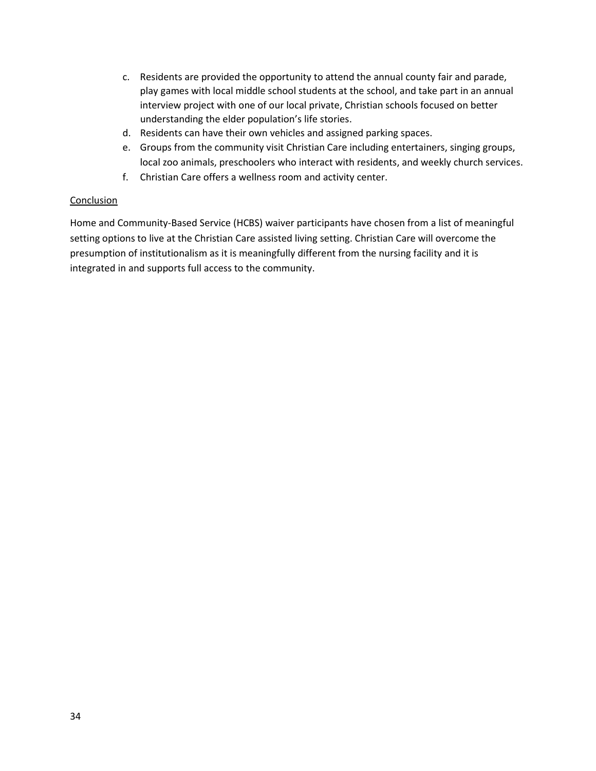c. Residents are provided the opportunity to attend the annual county fair and parade, play games with local middle school students at the school, and take part in an annual interview project with one of our local private, Christian schools focused on better understanding the elder population's life stories.
d. Residents can have their own vehicles and assigned parking spaces.
e. Groups from the community visit Christian Care including entertainers, singing groups, local zoo animals, preschoolers who interact with residents, and weekly church services.
f. Christian Care offers a wellness room and activity center.

<u>Conclusion</u>

Home and Community-Based Service (HCBS) waiver participants have chosen from a list of meaningful setting options to live at the Christian Care assisted living setting. Christian Care will overcome the presumption of institutionalism as it is meaningfully different from the nursing facility and it is integrated in and supports full access to the community.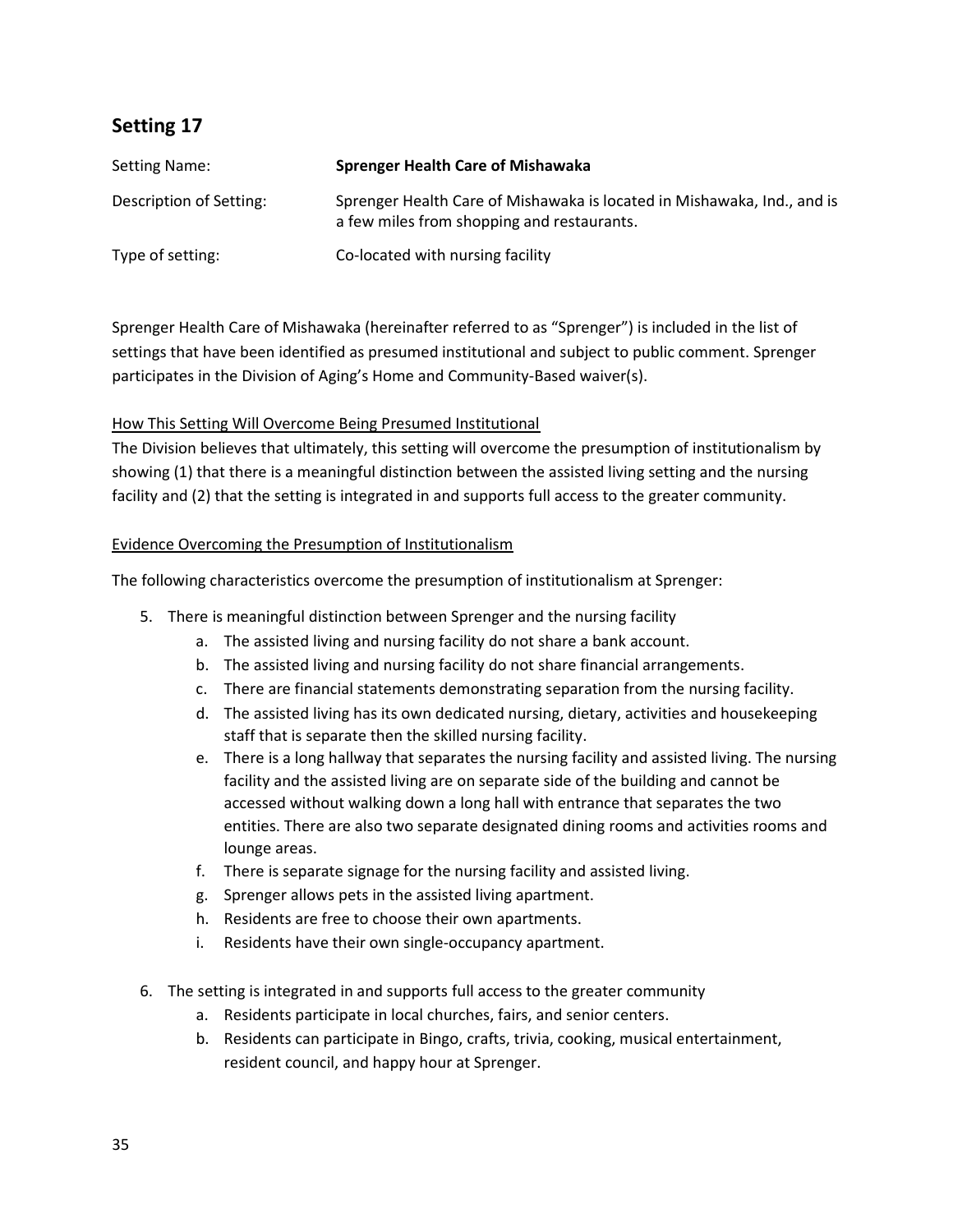## Setting 17

| | |
|---|---|
| Setting Name: | **Sprenger Health Care of Mishawaka** |
| Description of Setting: | Sprenger Health Care of Mishawaka is located in Mishawaka, Ind., and is a few miles from shopping and restaurants. |
| Type of setting: | Co-located with nursing facility |

Sprenger Health Care of Mishawaka (hereinafter referred to as "Sprenger") is included in the list of settings that have been identified as presumed institutional and subject to public comment. Sprenger participates in the Division of Aging's Home and Community-Based waiver(s).

<u>How This Setting Will Overcome Being Presumed Institutional</u>

The Division believes that ultimately, this setting will overcome the presumption of institutionalism by showing (1) that there is a meaningful distinction between the assisted living setting and the nursing facility and (2) that the setting is integrated in and supports full access to the greater community.

<u>Evidence Overcoming the Presumption of Institutionalism</u>

The following characteristics overcome the presumption of institutionalism at Sprenger:

5. There is meaningful distinction between Sprenger and the nursing facility
   a. The assisted living and nursing facility do not share a bank account.
   b. The assisted living and nursing facility do not share financial arrangements.
   c. There are financial statements demonstrating separation from the nursing facility.
   d. The assisted living has its own dedicated nursing, dietary, activities and housekeeping staff that is separate then the skilled nursing facility.
   e. There is a long hallway that separates the nursing facility and assisted living. The nursing facility and the assisted living are on separate side of the building and cannot be accessed without walking down a long hall with entrance that separates the two entities. There are also two separate designated dining rooms and activities rooms and lounge areas.
   f. There is separate signage for the nursing facility and assisted living.
   g. Sprenger allows pets in the assisted living apartment.
   h. Residents are free to choose their own apartments.
   i. Residents have their own single-occupancy apartment.

6. The setting is integrated in and supports full access to the greater community
   a. Residents participate in local churches, fairs, and senior centers.
   b. Residents can participate in Bingo, crafts, trivia, cooking, musical entertainment, resident council, and happy hour at Sprenger.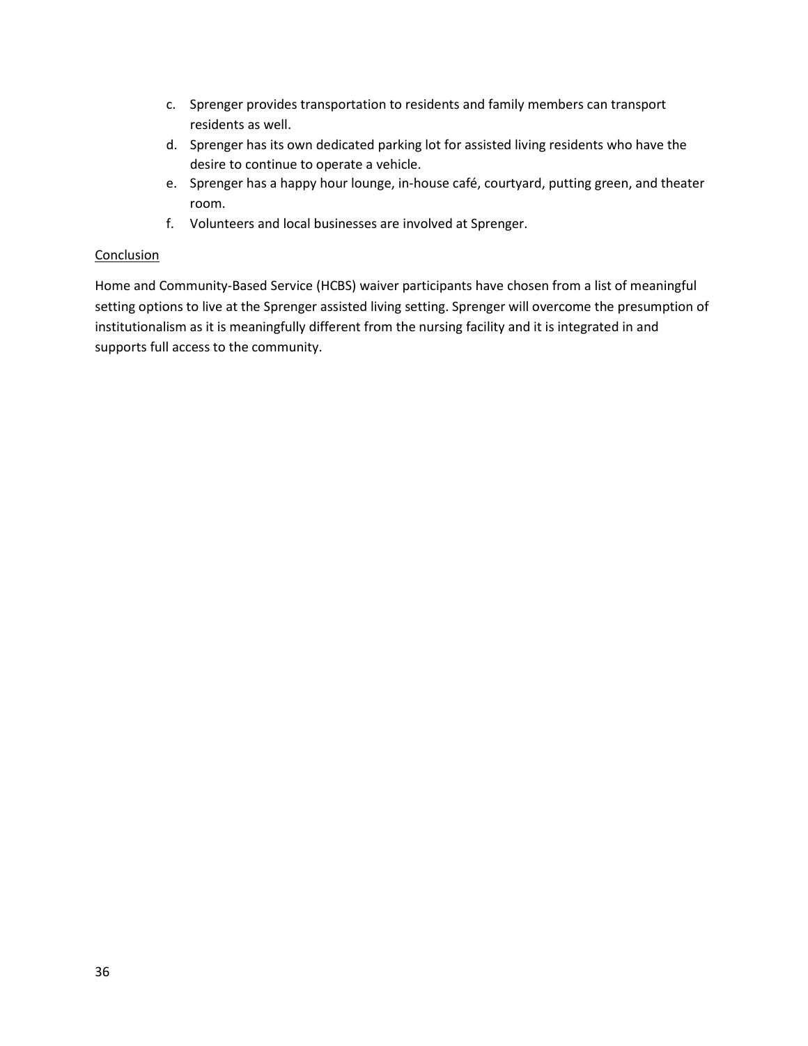c. Sprenger provides transportation to residents and family members can transport residents as well.
d. Sprenger has its own dedicated parking lot for assisted living residents who have the desire to continue to operate a vehicle.
e. Sprenger has a happy hour lounge, in-house café, courtyard, putting green, and theater room.
f. Volunteers and local businesses are involved at Sprenger.

<u>Conclusion</u>

Home and Community-Based Service (HCBS) waiver participants have chosen from a list of meaningful setting options to live at the Sprenger assisted living setting. Sprenger will overcome the presumption of institutionalism as it is meaningfully different from the nursing facility and it is integrated in and supports full access to the community.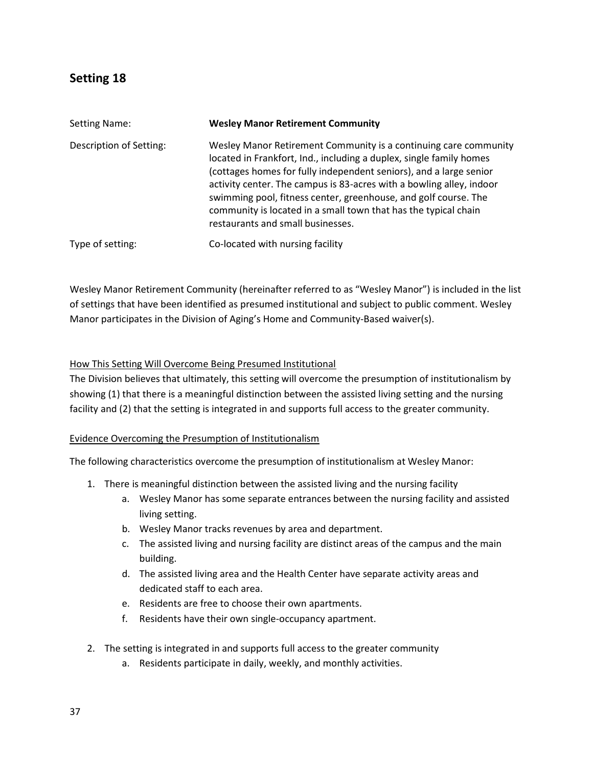## Setting 18

| | |
|---|---|
| Setting Name: | **Wesley Manor Retirement Community** |
| Description of Setting: | Wesley Manor Retirement Community is a continuing care community located in Frankfort, Ind., including a duplex, single family homes (cottages homes for fully independent seniors), and a large senior activity center. The campus is 83-acres with a bowling alley, indoor swimming pool, fitness center, greenhouse, and golf course. The community is located in a small town that has the typical chain restaurants and small businesses. |
| Type of setting: | Co-located with nursing facility |

Wesley Manor Retirement Community (hereinafter referred to as "Wesley Manor") is included in the list of settings that have been identified as presumed institutional and subject to public comment. Wesley Manor participates in the Division of Aging's Home and Community-Based waiver(s).

<u>How This Setting Will Overcome Being Presumed Institutional</u>

The Division believes that ultimately, this setting will overcome the presumption of institutionalism by showing (1) that there is a meaningful distinction between the assisted living setting and the nursing facility and (2) that the setting is integrated in and supports full access to the greater community.

<u>Evidence Overcoming the Presumption of Institutionalism</u>

The following characteristics overcome the presumption of institutionalism at Wesley Manor:

1. There is meaningful distinction between the assisted living and the nursing facility
   a. Wesley Manor has some separate entrances between the nursing facility and assisted living setting.
   b. Wesley Manor tracks revenues by area and department.
   c. The assisted living and nursing facility are distinct areas of the campus and the main building.
   d. The assisted living area and the Health Center have separate activity areas and dedicated staff to each area.
   e. Residents are free to choose their own apartments.
   f. Residents have their own single-occupancy apartment.

2. The setting is integrated in and supports full access to the greater community
   a. Residents participate in daily, weekly, and monthly activities.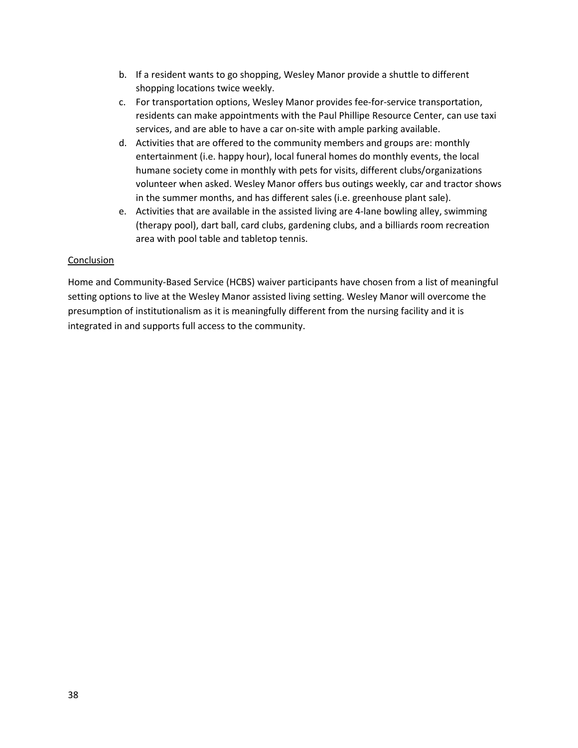b. If a resident wants to go shopping, Wesley Manor provide a shuttle to different shopping locations twice weekly.
c. For transportation options, Wesley Manor provides fee-for-service transportation, residents can make appointments with the Paul Phillipe Resource Center, can use taxi services, and are able to have a car on-site with ample parking available.
d. Activities that are offered to the community members and groups are: monthly entertainment (i.e. happy hour), local funeral homes do monthly events, the local humane society come in monthly with pets for visits, different clubs/organizations volunteer when asked. Wesley Manor offers bus outings weekly, car and tractor shows in the summer months, and has different sales (i.e. greenhouse plant sale).
e. Activities that are available in the assisted living are 4-lane bowling alley, swimming (therapy pool), dart ball, card clubs, gardening clubs, and a billiards room recreation area with pool table and tabletop tennis.

<u>Conclusion</u>

Home and Community-Based Service (HCBS) waiver participants have chosen from a list of meaningful setting options to live at the Wesley Manor assisted living setting. Wesley Manor will overcome the presumption of institutionalism as it is meaningfully different from the nursing facility and it is integrated in and supports full access to the community.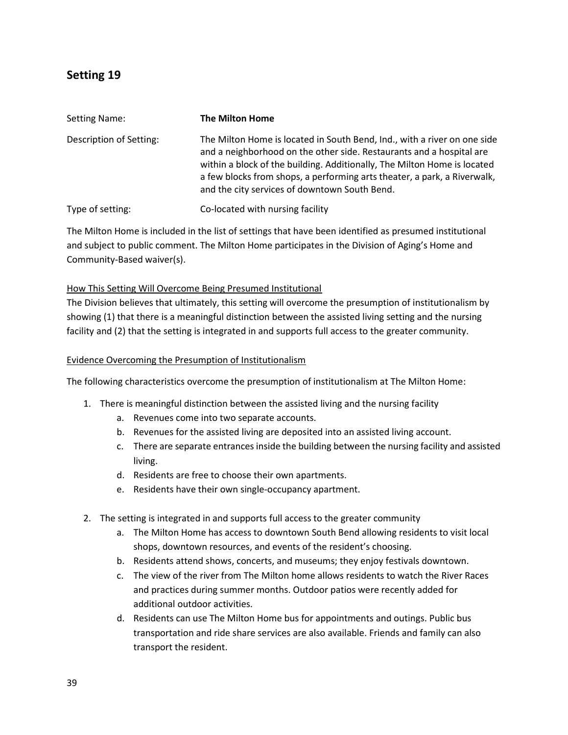## Setting 19

Setting Name: **The Milton Home**

Description of Setting: The Milton Home is located in South Bend, Ind., with a river on one side and a neighborhood on the other side. Restaurants and a hospital are within a block of the building. Additionally, The Milton Home is located a few blocks from shops, a performing arts theater, a park, a Riverwalk, and the city services of downtown South Bend.

Type of setting: Co-located with nursing facility

The Milton Home is included in the list of settings that have been identified as presumed institutional and subject to public comment. The Milton Home participates in the Division of Aging's Home and Community-Based waiver(s).

<u>How This Setting Will Overcome Being Presumed Institutional</u>

The Division believes that ultimately, this setting will overcome the presumption of institutionalism by showing (1) that there is a meaningful distinction between the assisted living setting and the nursing facility and (2) that the setting is integrated in and supports full access to the greater community.

<u>Evidence Overcoming the Presumption of Institutionalism</u>

The following characteristics overcome the presumption of institutionalism at The Milton Home:

1. There is meaningful distinction between the assisted living and the nursing facility
   a. Revenues come into two separate accounts.
   b. Revenues for the assisted living are deposited into an assisted living account.
   c. There are separate entrances inside the building between the nursing facility and assisted living.
   d. Residents are free to choose their own apartments.
   e. Residents have their own single-occupancy apartment.

2. The setting is integrated in and supports full access to the greater community
   a. The Milton Home has access to downtown South Bend allowing residents to visit local shops, downtown resources, and events of the resident's choosing.
   b. Residents attend shows, concerts, and museums; they enjoy festivals downtown.
   c. The view of the river from The Milton home allows residents to watch the River Races and practices during summer months. Outdoor patios were recently added for additional outdoor activities.
   d. Residents can use The Milton Home bus for appointments and outings. Public bus transportation and ride share services are also available. Friends and family can also transport the resident.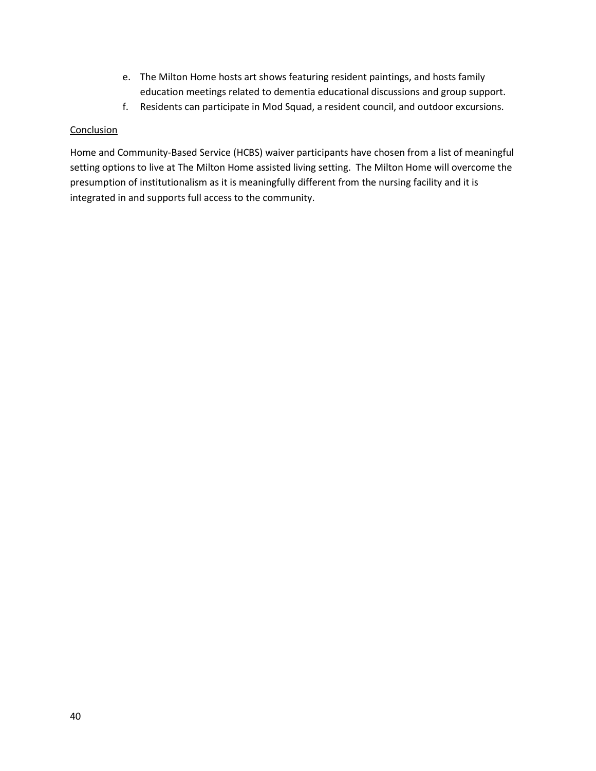e. The Milton Home hosts art shows featuring resident paintings, and hosts family education meetings related to dementia educational discussions and group support.
f. Residents can participate in Mod Squad, a resident council, and outdoor excursions.

<u>Conclusion</u>

Home and Community-Based Service (HCBS) waiver participants have chosen from a list of meaningful setting options to live at The Milton Home assisted living setting. The Milton Home will overcome the presumption of institutionalism as it is meaningfully different from the nursing facility and it is integrated in and supports full access to the community.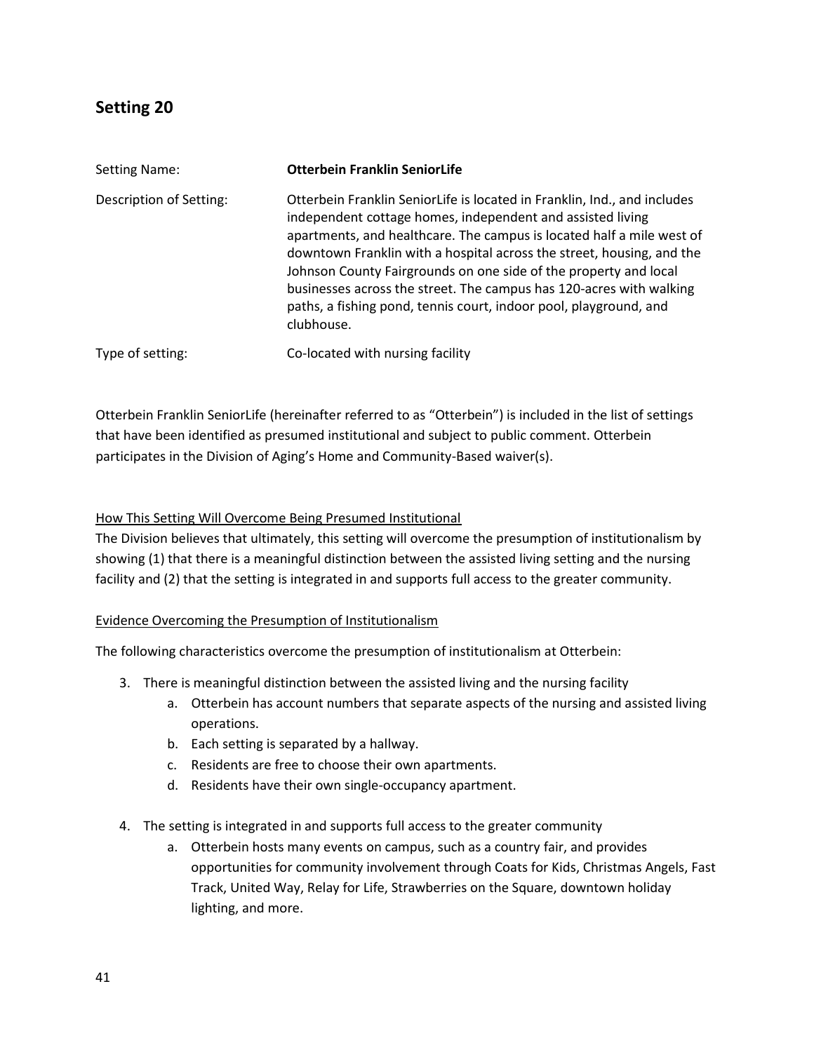## Setting 20

| | |
|---|---|
| Setting Name: | **Otterbein Franklin SeniorLife** |
| Description of Setting: | Otterbein Franklin SeniorLife is located in Franklin, Ind., and includes independent cottage homes, independent and assisted living apartments, and healthcare. The campus is located half a mile west of downtown Franklin with a hospital across the street, housing, and the Johnson County Fairgrounds on one side of the property and local businesses across the street. The campus has 120-acres with walking paths, a fishing pond, tennis court, indoor pool, playground, and clubhouse. |
| Type of setting: | Co-located with nursing facility |

Otterbein Franklin SeniorLife (hereinafter referred to as "Otterbein") is included in the list of settings that have been identified as presumed institutional and subject to public comment. Otterbein participates in the Division of Aging's Home and Community-Based waiver(s).

<u>How This Setting Will Overcome Being Presumed Institutional</u>

The Division believes that ultimately, this setting will overcome the presumption of institutionalism by showing (1) that there is a meaningful distinction between the assisted living setting and the nursing facility and (2) that the setting is integrated in and supports full access to the greater community.

<u>Evidence Overcoming the Presumption of Institutionalism</u>

The following characteristics overcome the presumption of institutionalism at Otterbein:

3. There is meaningful distinction between the assisted living and the nursing facility
   a. Otterbein has account numbers that separate aspects of the nursing and assisted living operations.
   b. Each setting is separated by a hallway.
   c. Residents are free to choose their own apartments.
   d. Residents have their own single-occupancy apartment.

4. The setting is integrated in and supports full access to the greater community
   a. Otterbein hosts many events on campus, such as a country fair, and provides opportunities for community involvement through Coats for Kids, Christmas Angels, Fast Track, United Way, Relay for Life, Strawberries on the Square, downtown holiday lighting, and more.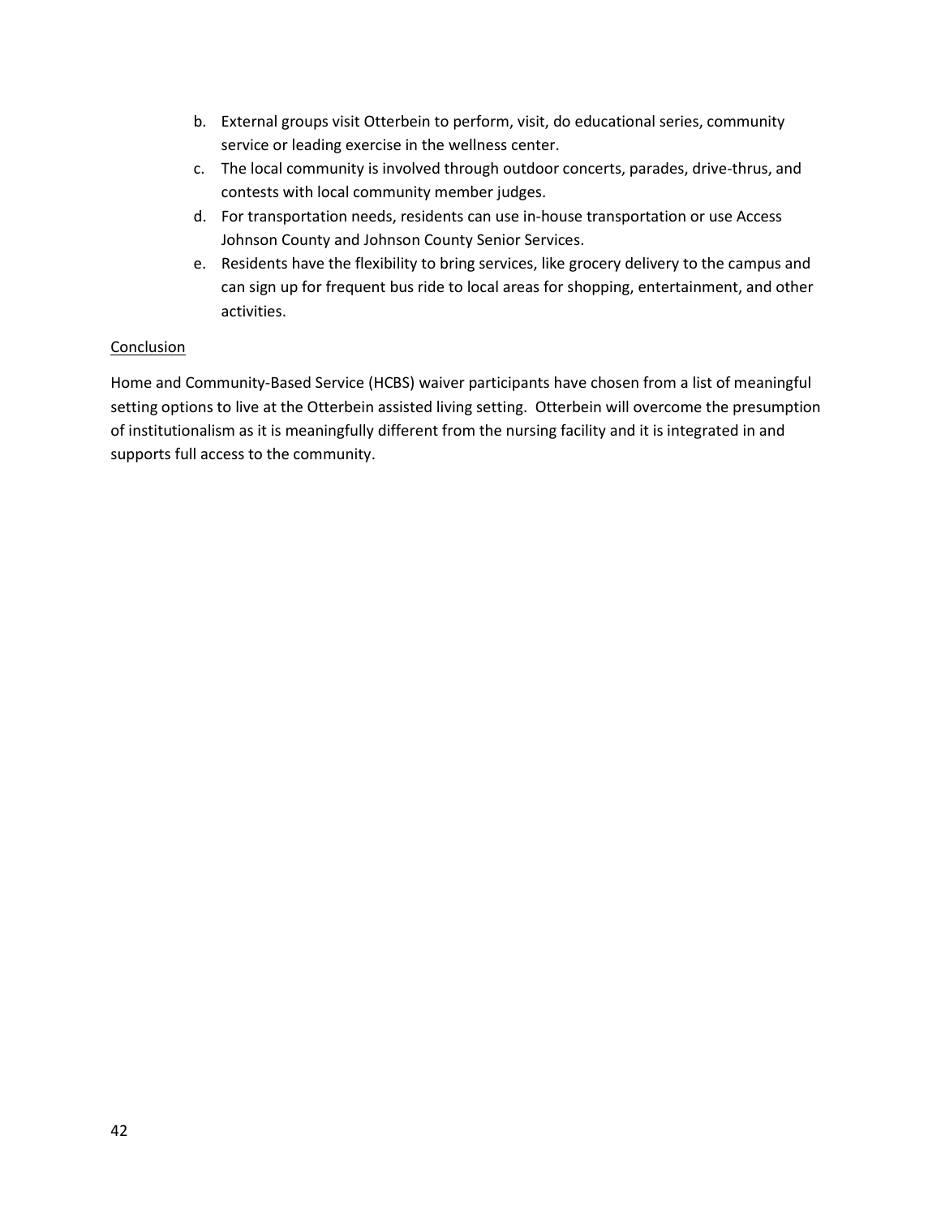b. External groups visit Otterbein to perform, visit, do educational series, community service or leading exercise in the wellness center.
c. The local community is involved through outdoor concerts, parades, drive-thrus, and contests with local community member judges.
d. For transportation needs, residents can use in-house transportation or use Access Johnson County and Johnson County Senior Services.
e. Residents have the flexibility to bring services, like grocery delivery to the campus and can sign up for frequent bus ride to local areas for shopping, entertainment, and other activities.

<u>Conclusion</u>

Home and Community-Based Service (HCBS) waiver participants have chosen from a list of meaningful setting options to live at the Otterbein assisted living setting. Otterbein will overcome the presumption of institutionalism as it is meaningfully different from the nursing facility and it is integrated in and supports full access to the community.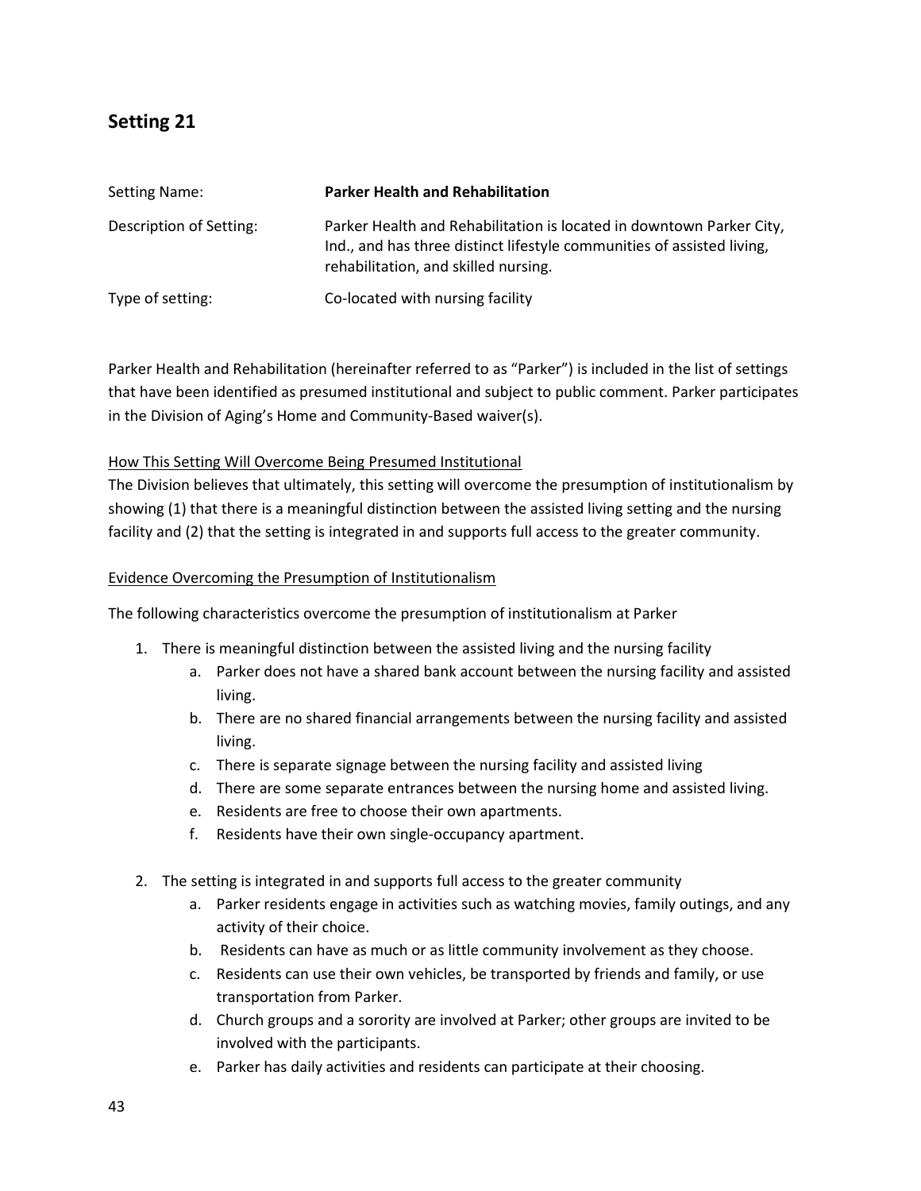## Setting 21

| | |
|---|---|
| Setting Name: | **Parker Health and Rehabilitation** |
| Description of Setting: | Parker Health and Rehabilitation is located in downtown Parker City, Ind., and has three distinct lifestyle communities of assisted living, rehabilitation, and skilled nursing. |
| Type of setting: | Co-located with nursing facility |

Parker Health and Rehabilitation (hereinafter referred to as "Parker") is included in the list of settings that have been identified as presumed institutional and subject to public comment. Parker participates in the Division of Aging's Home and Community-Based waiver(s).

<u>How This Setting Will Overcome Being Presumed Institutional</u>

The Division believes that ultimately, this setting will overcome the presumption of institutionalism by showing (1) that there is a meaningful distinction between the assisted living setting and the nursing facility and (2) that the setting is integrated in and supports full access to the greater community.

<u>Evidence Overcoming the Presumption of Institutionalism</u>

The following characteristics overcome the presumption of institutionalism at Parker

1. There is meaningful distinction between the assisted living and the nursing facility
   a. Parker does not have a shared bank account between the nursing facility and assisted living.
   b. There are no shared financial arrangements between the nursing facility and assisted living.
   c. There is separate signage between the nursing facility and assisted living
   d. There are some separate entrances between the nursing home and assisted living.
   e. Residents are free to choose their own apartments.
   f. Residents have their own single-occupancy apartment.

2. The setting is integrated in and supports full access to the greater community
   a. Parker residents engage in activities such as watching movies, family outings, and any activity of their choice.
   b. Residents can have as much or as little community involvement as they choose.
   c. Residents can use their own vehicles, be transported by friends and family, or use transportation from Parker.
   d. Church groups and a sorority are involved at Parker; other groups are invited to be involved with the participants.
   e. Parker has daily activities and residents can participate at their choosing.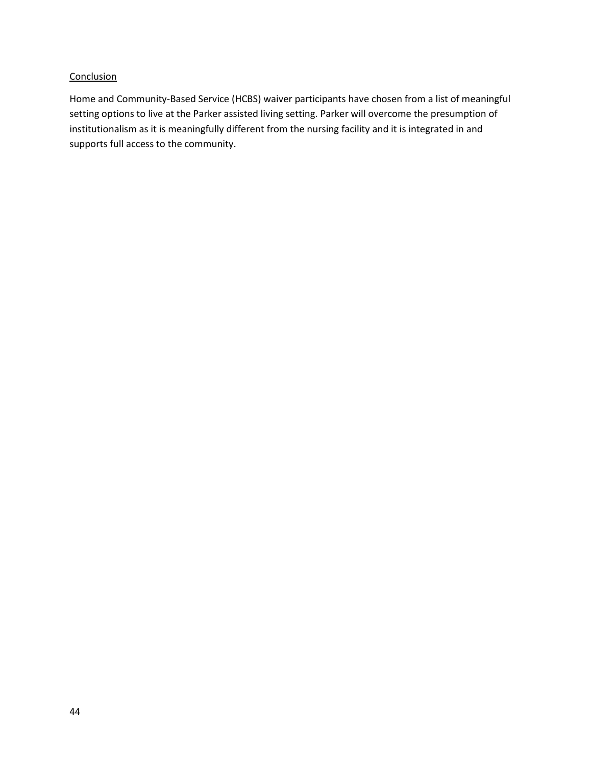## Conclusion

Home and Community-Based Service (HCBS) waiver participants have chosen from a list of meaningful setting options to live at the Parker assisted living setting. Parker will overcome the presumption of institutionalism as it is meaningfully different from the nursing facility and it is integrated in and supports full access to the community.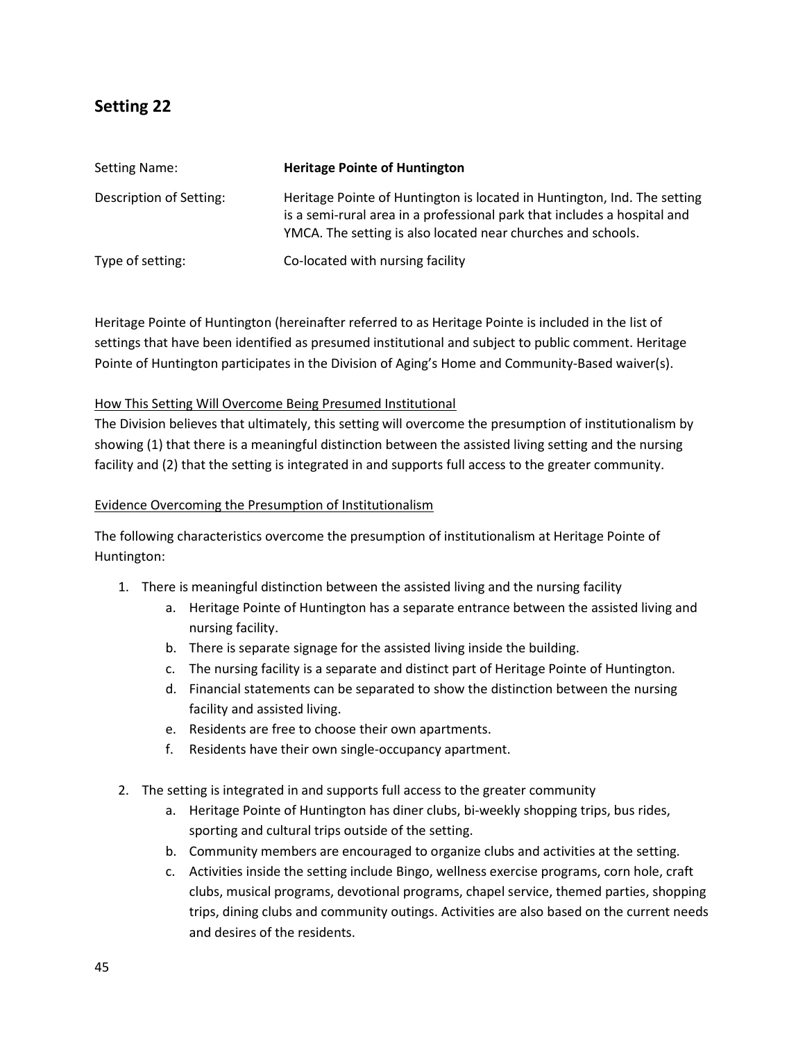## Setting 22

| | |
|---|---|
| Setting Name: | **Heritage Pointe of Huntington** |
| Description of Setting: | Heritage Pointe of Huntington is located in Huntington, Ind. The setting is a semi-rural area in a professional park that includes a hospital and YMCA. The setting is also located near churches and schools. |
| Type of setting: | Co-located with nursing facility |

Heritage Pointe of Huntington (hereinafter referred to as Heritage Pointe is included in the list of settings that have been identified as presumed institutional and subject to public comment. Heritage Pointe of Huntington participates in the Division of Aging's Home and Community-Based waiver(s).

<u>How This Setting Will Overcome Being Presumed Institutional</u>
The Division believes that ultimately, this setting will overcome the presumption of institutionalism by showing (1) that there is a meaningful distinction between the assisted living setting and the nursing facility and (2) that the setting is integrated in and supports full access to the greater community.

<u>Evidence Overcoming the Presumption of Institutionalism</u>

The following characteristics overcome the presumption of institutionalism at Heritage Pointe of Huntington:

1. There is meaningful distinction between the assisted living and the nursing facility
   a. Heritage Pointe of Huntington has a separate entrance between the assisted living and nursing facility.
   b. There is separate signage for the assisted living inside the building.
   c. The nursing facility is a separate and distinct part of Heritage Pointe of Huntington.
   d. Financial statements can be separated to show the distinction between the nursing facility and assisted living.
   e. Residents are free to choose their own apartments.
   f. Residents have their own single-occupancy apartment.

2. The setting is integrated in and supports full access to the greater community
   a. Heritage Pointe of Huntington has diner clubs, bi-weekly shopping trips, bus rides, sporting and cultural trips outside of the setting.
   b. Community members are encouraged to organize clubs and activities at the setting.
   c. Activities inside the setting include Bingo, wellness exercise programs, corn hole, craft clubs, musical programs, devotional programs, chapel service, themed parties, shopping trips, dining clubs and community outings. Activities are also based on the current needs and desires of the residents.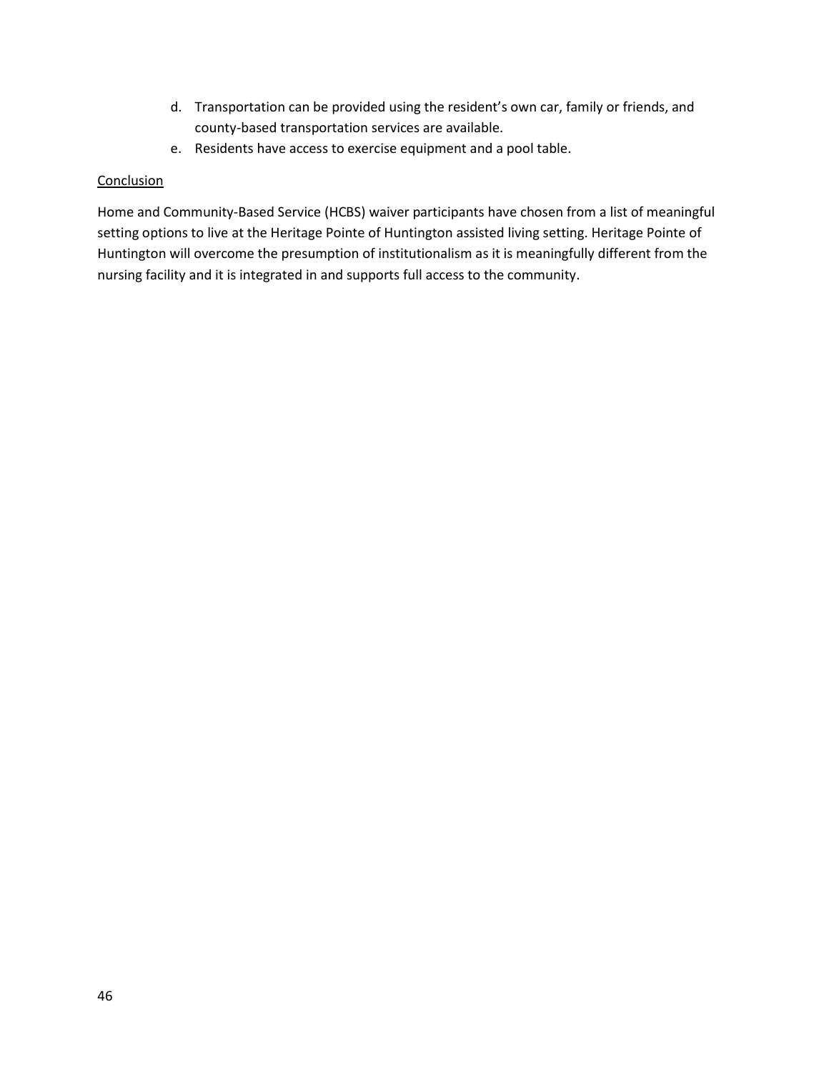d. Transportation can be provided using the resident's own car, family or friends, and county-based transportation services are available.
e. Residents have access to exercise equipment and a pool table.

<u>Conclusion</u>

Home and Community-Based Service (HCBS) waiver participants have chosen from a list of meaningful setting options to live at the Heritage Pointe of Huntington assisted living setting. Heritage Pointe of Huntington will overcome the presumption of institutionalism as it is meaningfully different from the nursing facility and it is integrated in and supports full access to the community.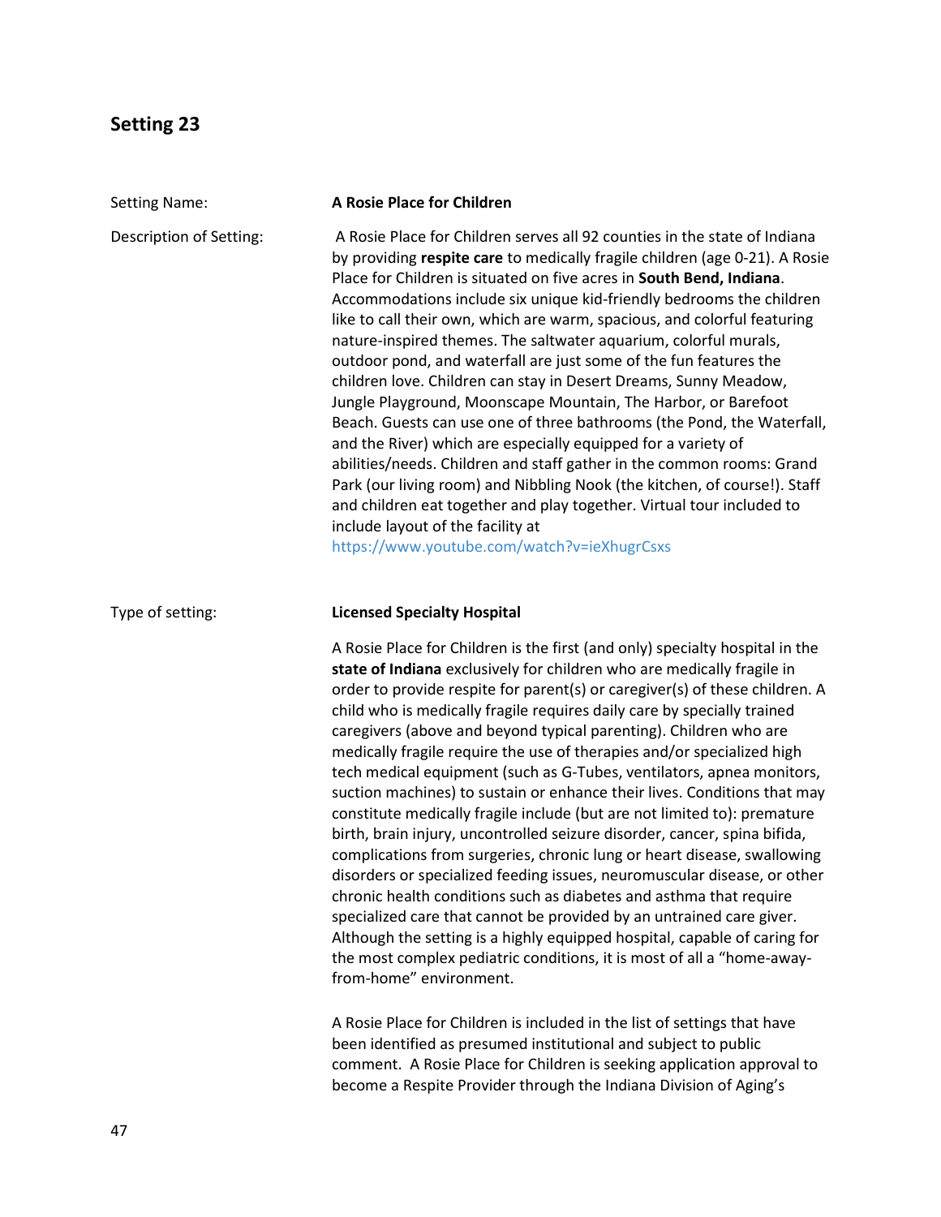## Setting 23

Setting Name: **A Rosie Place for Children**

Description of Setting: A Rosie Place for Children serves all 92 counties in the state of Indiana by providing **respite care** to medically fragile children (age 0-21). A Rosie Place for Children is situated on five acres in **South Bend, Indiana**. Accommodations include six unique kid-friendly bedrooms the children like to call their own, which are warm, spacious, and colorful featuring nature-inspired themes. The saltwater aquarium, colorful murals, outdoor pond, and waterfall are just some of the fun features the children love. Children can stay in Desert Dreams, Sunny Meadow, Jungle Playground, Moonscape Mountain, The Harbor, or Barefoot Beach. Guests can use one of three bathrooms (the Pond, the Waterfall, and the River) which are especially equipped for a variety of abilities/needs. Children and staff gather in the common rooms: Grand Park (our living room) and Nibbling Nook (the kitchen, of course!). Staff and children eat together and play together. Virtual tour included to include layout of the facility at https://www.youtube.com/watch?v=ieXhugrCsxs

Type of setting: **Licensed Specialty Hospital**

A Rosie Place for Children is the first (and only) specialty hospital in the **state of Indiana** exclusively for children who are medically fragile in order to provide respite for parent(s) or caregiver(s) of these children. A child who is medically fragile requires daily care by specially trained caregivers (above and beyond typical parenting). Children who are medically fragile require the use of therapies and/or specialized high tech medical equipment (such as G-Tubes, ventilators, apnea monitors, suction machines) to sustain or enhance their lives. Conditions that may constitute medically fragile include (but are not limited to): premature birth, brain injury, uncontrolled seizure disorder, cancer, spina bifida, complications from surgeries, chronic lung or heart disease, swallowing disorders or specialized feeding issues, neuromuscular disease, or other chronic health conditions such as diabetes and asthma that require specialized care that cannot be provided by an untrained care giver. Although the setting is a highly equipped hospital, capable of caring for the most complex pediatric conditions, it is most of all a "home-away-from-home" environment.

A Rosie Place for Children is included in the list of settings that have been identified as presumed institutional and subject to public comment. A Rosie Place for Children is seeking application approval to become a Respite Provider through the Indiana Division of Aging's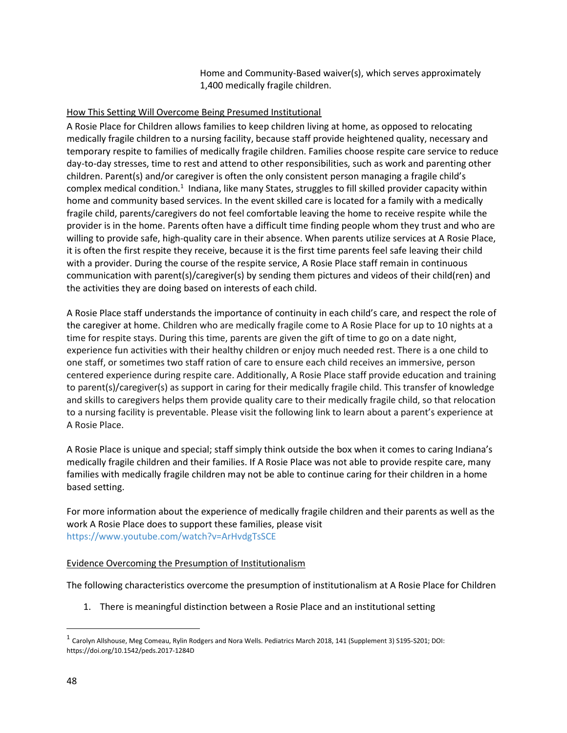Home and Community-Based waiver(s), which serves approximately 1,400 medically fragile children.

How This Setting Will Overcome Being Presumed Institutional

A Rosie Place for Children allows families to keep children living at home, as opposed to relocating medically fragile children to a nursing facility, because staff provide heightened quality, necessary and temporary respite to families of medically fragile children. Families choose respite care service to reduce day-to-day stresses, time to rest and attend to other responsibilities, such as work and parenting other children. Parent(s) and/or caregiver is often the only consistent person managing a fragile child's complex medical condition.[1] Indiana, like many States, struggles to fill skilled provider capacity within home and community based services. In the event skilled care is located for a family with a medically fragile child, parents/caregivers do not feel comfortable leaving the home to receive respite while the provider is in the home. Parents often have a difficult time finding people whom they trust and who are willing to provide safe, high-quality care in their absence. When parents utilize services at A Rosie Place, it is often the first respite they receive, because it is the first time parents feel safe leaving their child with a provider. During the course of the respite service, A Rosie Place staff remain in continuous communication with parent(s)/caregiver(s) by sending them pictures and videos of their child(ren) and the activities they are doing based on interests of each child.

A Rosie Place staff understands the importance of continuity in each child's care, and respect the role of the caregiver at home. Children who are medically fragile come to A Rosie Place for up to 10 nights at a time for respite stays. During this time, parents are given the gift of time to go on a date night, experience fun activities with their healthy children or enjoy much needed rest. There is a one child to one staff, or sometimes two staff ration of care to ensure each child receives an immersive, person centered experience during respite care. Additionally, A Rosie Place staff provide education and training to parent(s)/caregiver(s) as support in caring for their medically fragile child. This transfer of knowledge and skills to caregivers helps them provide quality care to their medically fragile child, so that relocation to a nursing facility is preventable. Please visit the following link to learn about a parent's experience at A Rosie Place.

A Rosie Place is unique and special; staff simply think outside the box when it comes to caring Indiana's medically fragile children and their families. If A Rosie Place was not able to provide respite care, many families with medically fragile children may not be able to continue caring for their children in a home based setting.

For more information about the experience of medically fragile children and their parents as well as the work A Rosie Place does to support these families, please visit https://www.youtube.com/watch?v=ArHvdgTsSCE

Evidence Overcoming the Presumption of Institutionalism

The following characteristics overcome the presumption of institutionalism at A Rosie Place for Children

1. There is meaningful distinction between a Rosie Place and an institutional setting

[1] Carolyn Allshouse, Meg Comeau, Rylin Rodgers and Nora Wells. Pediatrics March 2018, 141 (Supplement 3) S195-S201; DOI: https://doi.org/10.1542/peds.2017-1284D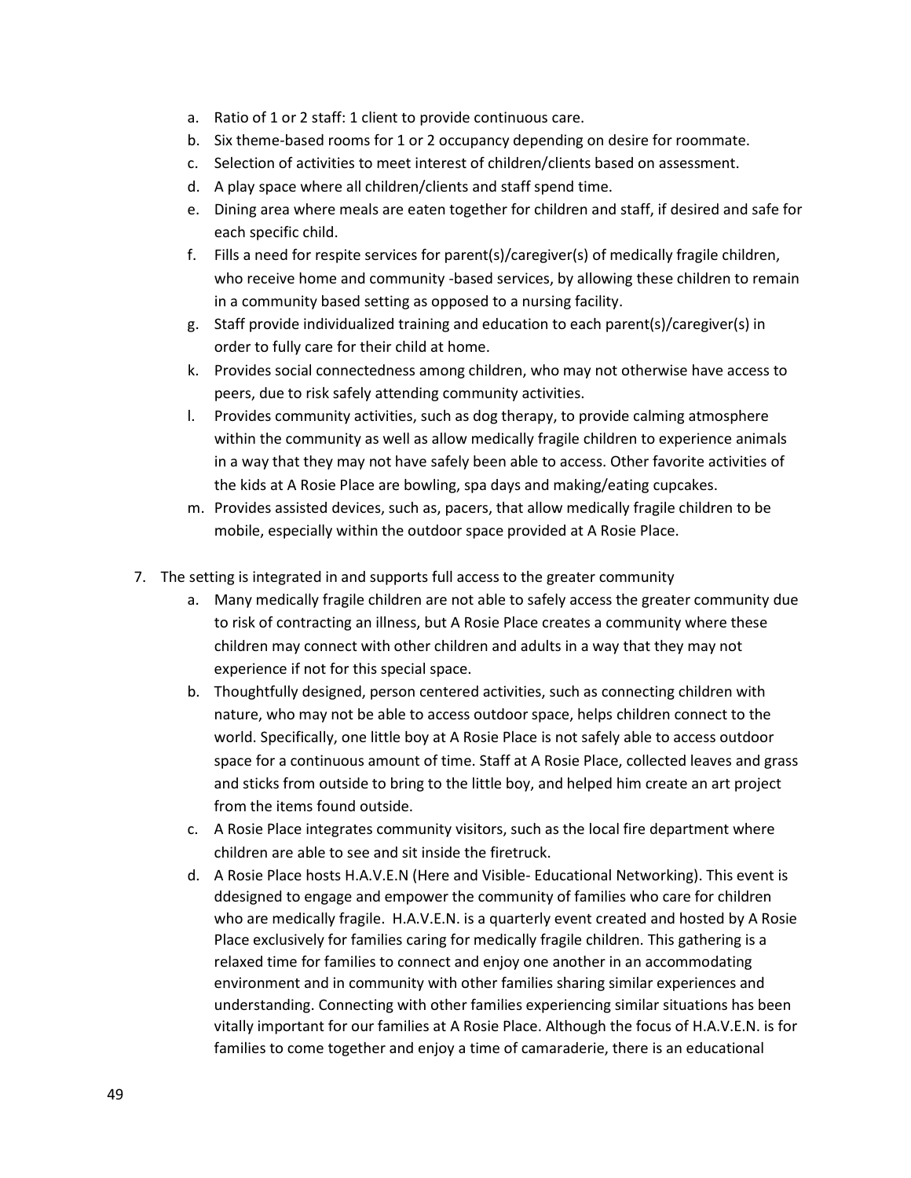a. Ratio of 1 or 2 staff: 1 client to provide continuous care.
b. Six theme-based rooms for 1 or 2 occupancy depending on desire for roommate.
c. Selection of activities to meet interest of children/clients based on assessment.
d. A play space where all children/clients and staff spend time.
e. Dining area where meals are eaten together for children and staff, if desired and safe for each specific child.
f. Fills a need for respite services for parent(s)/caregiver(s) of medically fragile children, who receive home and community -based services, by allowing these children to remain in a community based setting as opposed to a nursing facility.
g. Staff provide individualized training and education to each parent(s)/caregiver(s) in order to fully care for their child at home.
k. Provides social connectedness among children, who may not otherwise have access to peers, due to risk safely attending community activities.
l. Provides community activities, such as dog therapy, to provide calming atmosphere within the community as well as allow medically fragile children to experience animals in a way that they may not have safely been able to access. Other favorite activities of the kids at A Rosie Place are bowling, spa days and making/eating cupcakes.
m. Provides assisted devices, such as, pacers, that allow medically fragile children to be mobile, especially within the outdoor space provided at A Rosie Place.

7. The setting is integrated in and supports full access to the greater community
   a. Many medically fragile children are not able to safely access the greater community due to risk of contracting an illness, but A Rosie Place creates a community where these children may connect with other children and adults in a way that they may not experience if not for this special space.
   b. Thoughtfully designed, person centered activities, such as connecting children with nature, who may not be able to access outdoor space, helps children connect to the world. Specifically, one little boy at A Rosie Place is not safely able to access outdoor space for a continuous amount of time. Staff at A Rosie Place, collected leaves and grass and sticks from outside to bring to the little boy, and helped him create an art project from the items found outside.
   c. A Rosie Place integrates community visitors, such as the local fire department where children are able to see and sit inside the firetruck.
   d. A Rosie Place hosts H.A.V.E.N (Here and Visible- Educational Networking). This event is ddesigned to engage and empower the community of families who care for children who are medically fragile. H.A.V.E.N. is a quarterly event created and hosted by A Rosie Place exclusively for families caring for medically fragile children. This gathering is a relaxed time for families to connect and enjoy one another in an accommodating environment and in community with other families sharing similar experiences and understanding. Connecting with other families experiencing similar situations has been vitally important for our families at A Rosie Place. Although the focus of H.A.V.E.N. is for families to come together and enjoy a time of camaraderie, there is an educational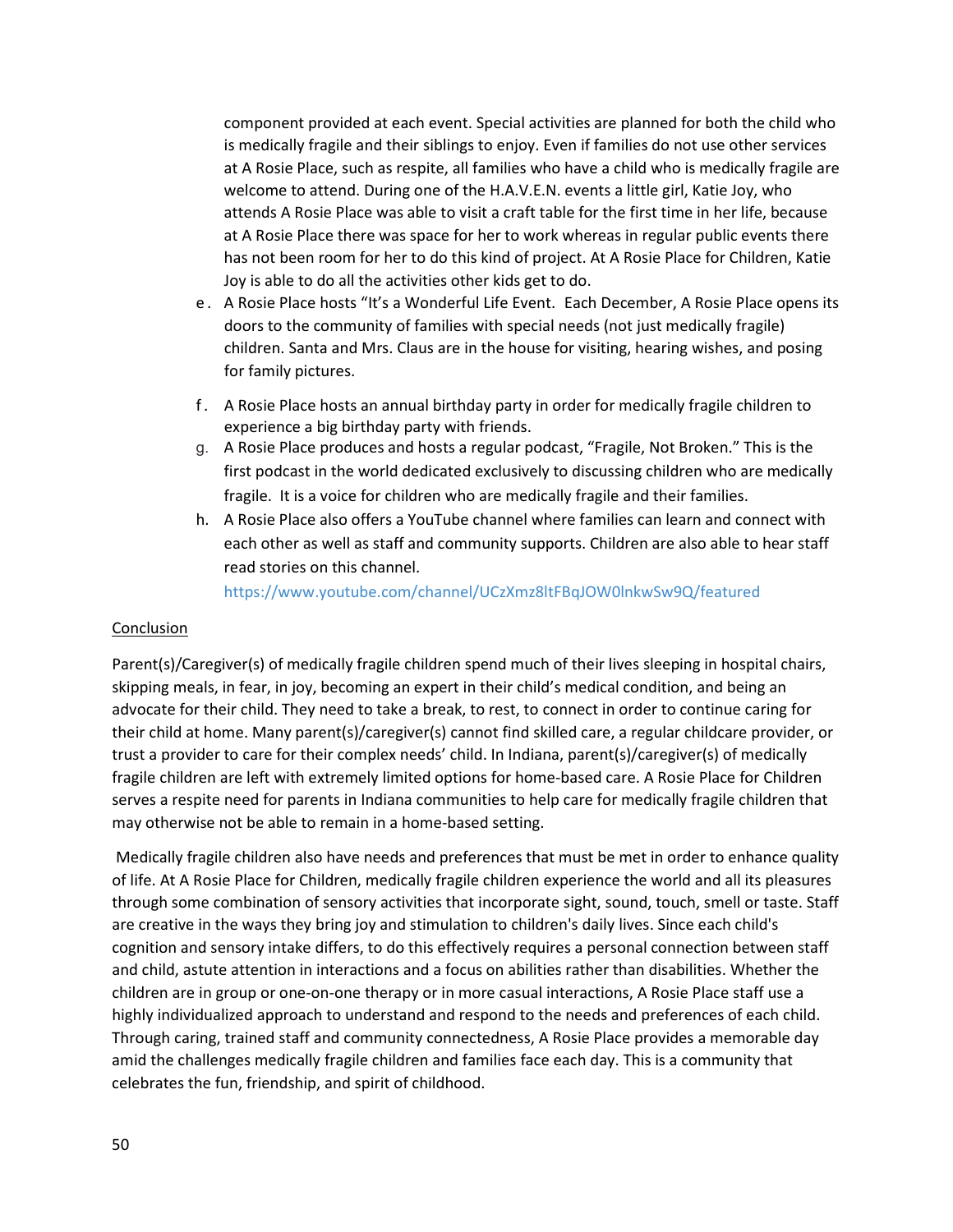component provided at each event. Special activities are planned for both the child who is medically fragile and their siblings to enjoy. Even if families do not use other services at A Rosie Place, such as respite, all families who have a child who is medically fragile are welcome to attend. During one of the H.A.V.E.N. events a little girl, Katie Joy, who attends A Rosie Place was able to visit a craft table for the first time in her life, because at A Rosie Place there was space for her to work whereas in regular public events there has not been room for her to do this kind of project. At A Rosie Place for Children, Katie Joy is able to do all the activities other kids get to do.

e. A Rosie Place hosts "It's a Wonderful Life Event. Each December, A Rosie Place opens its doors to the community of families with special needs (not just medically fragile) children. Santa and Mrs. Claus are in the house for visiting, hearing wishes, and posing for family pictures.

f. A Rosie Place hosts an annual birthday party in order for medically fragile children to experience a big birthday party with friends.

g. A Rosie Place produces and hosts a regular podcast, "Fragile, Not Broken." This is the first podcast in the world dedicated exclusively to discussing children who are medically fragile. It is a voice for children who are medically fragile and their families.

h. A Rosie Place also offers a YouTube channel where families can learn and connect with each other as well as staff and community supports. Children are also able to hear staff read stories on this channel.
https://www.youtube.com/channel/UCzXmz8ltFBqJOW0lnkwSw9Q/featured

## Conclusion

Parent(s)/Caregiver(s) of medically fragile children spend much of their lives sleeping in hospital chairs, skipping meals, in fear, in joy, becoming an expert in their child's medical condition, and being an advocate for their child. They need to take a break, to rest, to connect in order to continue caring for their child at home. Many parent(s)/caregiver(s) cannot find skilled care, a regular childcare provider, or trust a provider to care for their complex needs' child. In Indiana, parent(s)/caregiver(s) of medically fragile children are left with extremely limited options for home-based care. A Rosie Place for Children serves a respite need for parents in Indiana communities to help care for medically fragile children that may otherwise not be able to remain in a home-based setting.

Medically fragile children also have needs and preferences that must be met in order to enhance quality of life. At A Rosie Place for Children, medically fragile children experience the world and all its pleasures through some combination of sensory activities that incorporate sight, sound, touch, smell or taste. Staff are creative in the ways they bring joy and stimulation to children's daily lives. Since each child's cognition and sensory intake differs, to do this effectively requires a personal connection between staff and child, astute attention in interactions and a focus on abilities rather than disabilities. Whether the children are in group or one-on-one therapy or in more casual interactions, A Rosie Place staff use a highly individualized approach to understand and respond to the needs and preferences of each child. Through caring, trained staff and community connectedness, A Rosie Place provides a memorable day amid the challenges medically fragile children and families face each day. This is a community that celebrates the fun, friendship, and spirit of childhood.